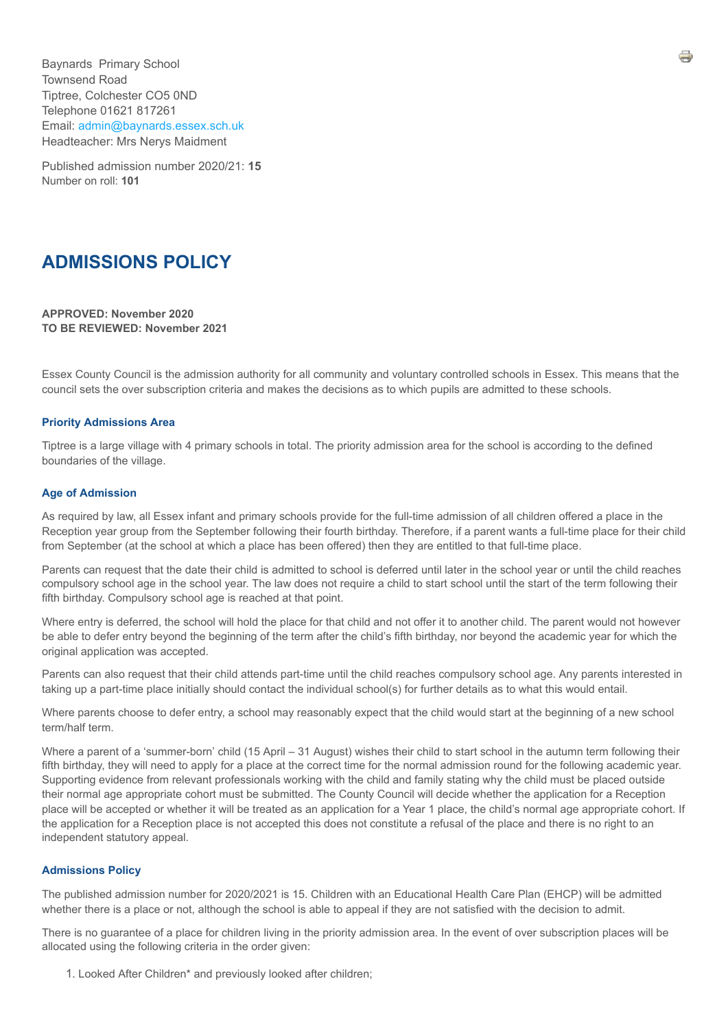Baynards  Primary School
Townsend Road
Tiptree, Colchester CO5 0ND
Telephone 01621 817261
Email: admin@baynards.essex.sch.uk
Headteacher: Mrs Nerys Maidment

Published admission number 2020/21: **15**
Number on roll: **101**

# ADMISSIONS POLICY

**APPROVED: November 2020**
**TO BE REVIEWED: November 2021**

Essex County Council is the admission authority for all community and voluntary controlled schools in Essex. This means that the council sets the over subscription criteria and makes the decisions as to which pupils are admitted to these schools.

### Priority Admissions Area

Tiptree is a large village with 4 primary schools in total. The priority admission area for the school is according to the defined boundaries of the village.

### Age of Admission

As required by law, all Essex infant and primary schools provide for the full-time admission of all children offered a place in the Reception year group from the September following their fourth birthday. Therefore, if a parent wants a full-time place for their child from September (at the school at which a place has been offered) then they are entitled to that full-time place.

Parents can request that the date their child is admitted to school is deferred until later in the school year or until the child reaches compulsory school age in the school year. The law does not require a child to start school until the start of the term following their fifth birthday. Compulsory school age is reached at that point.

Where entry is deferred, the school will hold the place for that child and not offer it to another child. The parent would not however be able to defer entry beyond the beginning of the term after the child's fifth birthday, nor beyond the academic year for which the original application was accepted.

Parents can also request that their child attends part-time until the child reaches compulsory school age. Any parents interested in taking up a part-time place initially should contact the individual school(s) for further details as to what this would entail.

Where parents choose to defer entry, a school may reasonably expect that the child would start at the beginning of a new school term/half term.

Where a parent of a 'summer-born' child (15 April – 31 August) wishes their child to start school in the autumn term following their fifth birthday, they will need to apply for a place at the correct time for the normal admission round for the following academic year. Supporting evidence from relevant professionals working with the child and family stating why the child must be placed outside their normal age appropriate cohort must be submitted. The County Council will decide whether the application for a Reception place will be accepted or whether it will be treated as an application for a Year 1 place, the child's normal age appropriate cohort. If the application for a Reception place is not accepted this does not constitute a refusal of the place and there is no right to an independent statutory appeal.

### Admissions Policy

The published admission number for 2020/2021 is 15. Children with an Educational Health Care Plan (EHCP) will be admitted whether there is a place or not, although the school is able to appeal if they are not satisfied with the decision to admit.

There is no guarantee of a place for children living in the priority admission area. In the event of over subscription places will be allocated using the following criteria in the order given:

1. Looked After Children* and previously looked after children;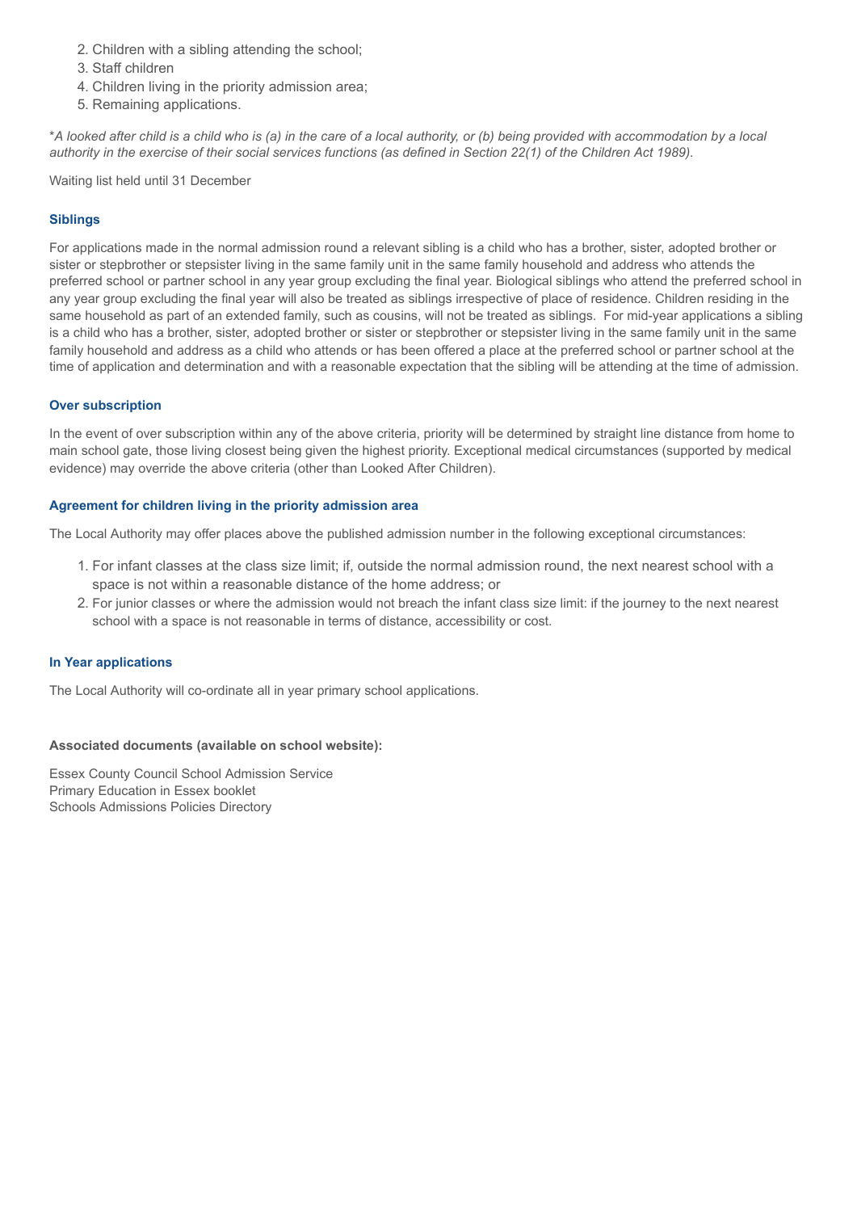2. Children with a sibling attending the school;
3. Staff children
4. Children living in the priority admission area;
5. Remaining applications.

**A looked after child is a child who is (a) in the care of a local authority, or (b) being provided with accommodation by a local authority in the exercise of their social services functions (as defined in Section 22(1) of the Children Act 1989).*

Waiting list held until 31 December

### Siblings

For applications made in the normal admission round a relevant sibling is a child who has a brother, sister, adopted brother or sister or stepbrother or stepsister living in the same family unit in the same family household and address who attends the preferred school or partner school in any year group excluding the final year. Biological siblings who attend the preferred school in any year group excluding the final year will also be treated as siblings irrespective of place of residence. Children residing in the same household as part of an extended family, such as cousins, will not be treated as siblings. For mid-year applications a sibling is a child who has a brother, sister, adopted brother or sister or stepbrother or stepsister living in the same family unit in the same family household and address as a child who attends or has been offered a place at the preferred school or partner school at the time of application and determination and with a reasonable expectation that the sibling will be attending at the time of admission.

### Over subscription

In the event of over subscription within any of the above criteria, priority will be determined by straight line distance from home to main school gate, those living closest being given the highest priority. Exceptional medical circumstances (supported by medical evidence) may override the above criteria (other than Looked After Children).

### Agreement for children living in the priority admission area

The Local Authority may offer places above the published admission number in the following exceptional circumstances:

1. For infant classes at the class size limit; if, outside the normal admission round, the next nearest school with a space is not within a reasonable distance of the home address; or
2. For junior classes or where the admission would not breach the infant class size limit: if the journey to the next nearest school with a space is not reasonable in terms of distance, accessibility or cost.

### In Year applications

The Local Authority will co-ordinate all in year primary school applications.

**Associated documents (available on school website):**

Essex County Council School Admission Service
Primary Education in Essex booklet
Schools Admissions Policies Directory